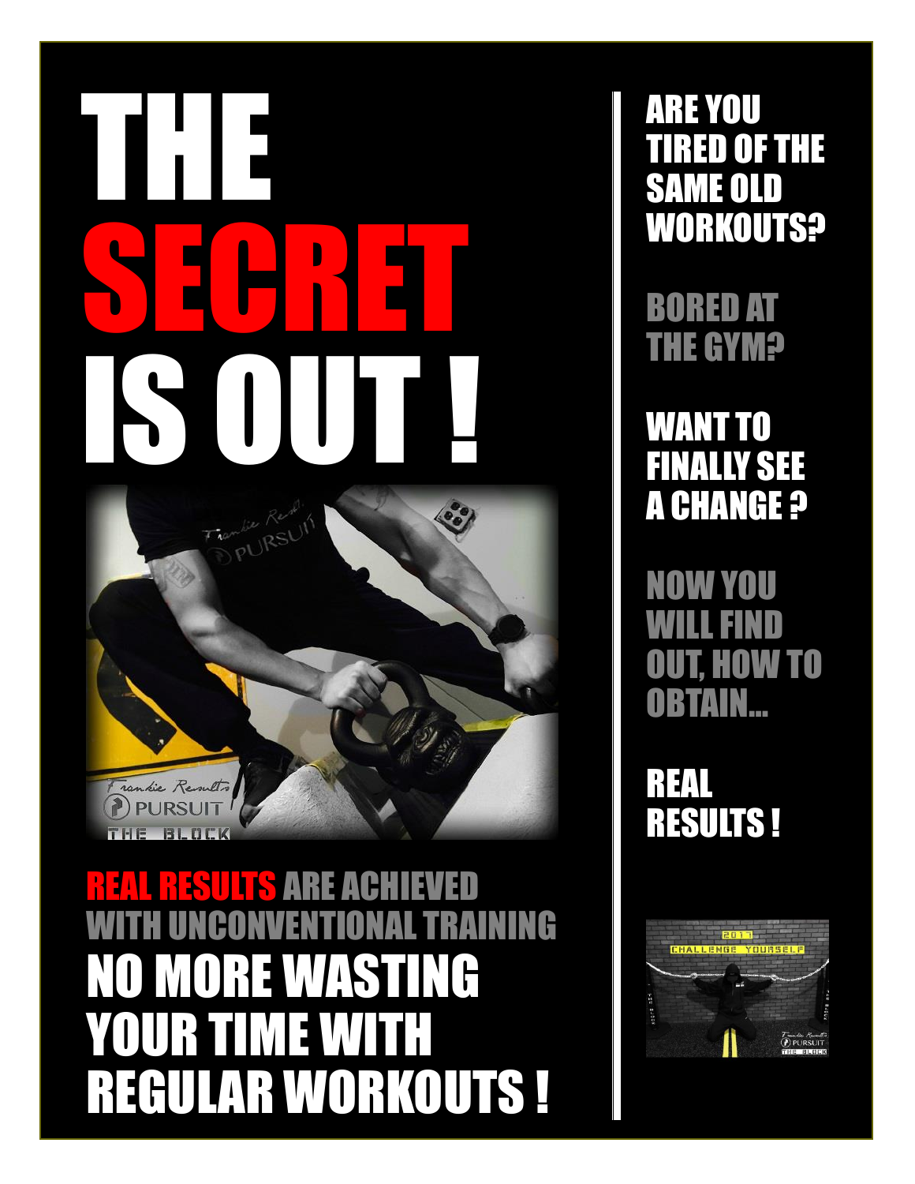# THE SECRET IS OUT !

**REAL RESULTS** ARE ACHIEVED WITH UNCONVENTIONAL TRAINING

## NO MORE WASTING YOUR TIME WITH REGULAR WORKOUTS !

ARE YOU TIRED OF THE SAME OLD WORKOUTS?

BORED AT THE GYM?

WANT TO FINALLY SEE A CHANGE ?

NOW YOU WILL FIND OUT, HOW TO OBTAIN...

REAL RESULTS !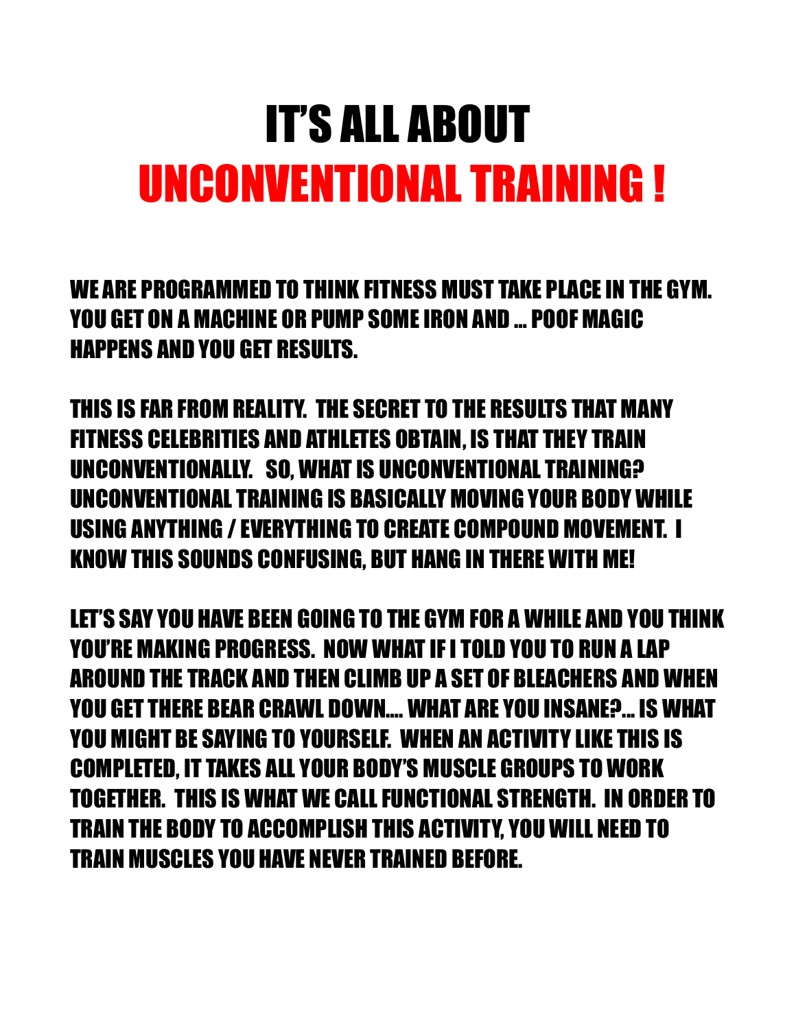# IT'S ALL ABOUT UNCONVENTIONAL TRAINING !

WE ARE PROGRAMMED TO THINK FITNESS MUST TAKE PLACE IN THE GYM. YOU GET ON A MACHINE OR PUMP SOME IRON AND … POOF MAGIC HAPPENS AND YOU GET RESULTS.

THIS IS FAR FROM REALITY. THE SECRET TO THE RESULTS THAT MANY FITNESS CELEBRITIES AND ATHLETES OBTAIN, IS THAT THEY TRAIN UNCONVENTIONALLY. SO, WHAT IS UNCONVENTIONAL TRAINING? UNCONVENTIONAL TRAINING IS BASICALLY MOVING YOUR BODY WHILE USING ANYTHING / EVERYTHING TO CREATE COMPOUND MOVEMENT. I KNOW THIS SOUNDS CONFUSING, BUT HANG IN THERE WITH ME!

LET'S SAY YOU HAVE BEEN GOING TO THE GYM FOR A WHILE AND YOU THINK YOU'RE MAKING PROGRESS. NOW WHAT IF I TOLD YOU TO RUN A LAP AROUND THE TRACK AND THEN CLIMB UP A SET OF BLEACHERS AND WHEN YOU GET THERE BEAR CRAWL DOWN…. WHAT ARE YOU INSANE?… IS WHAT YOU MIGHT BE SAYING TO YOURSELF. WHEN AN ACTIVITY LIKE THIS IS COMPLETED, IT TAKES ALL YOUR BODY'S MUSCLE GROUPS TO WORK TOGETHER. THIS IS WHAT WE CALL FUNCTIONAL STRENGTH. IN ORDER TO TRAIN THE BODY TO ACCOMPLISH THIS ACTIVITY, YOU WILL NEED TO TRAIN MUSCLES YOU HAVE NEVER TRAINED BEFORE.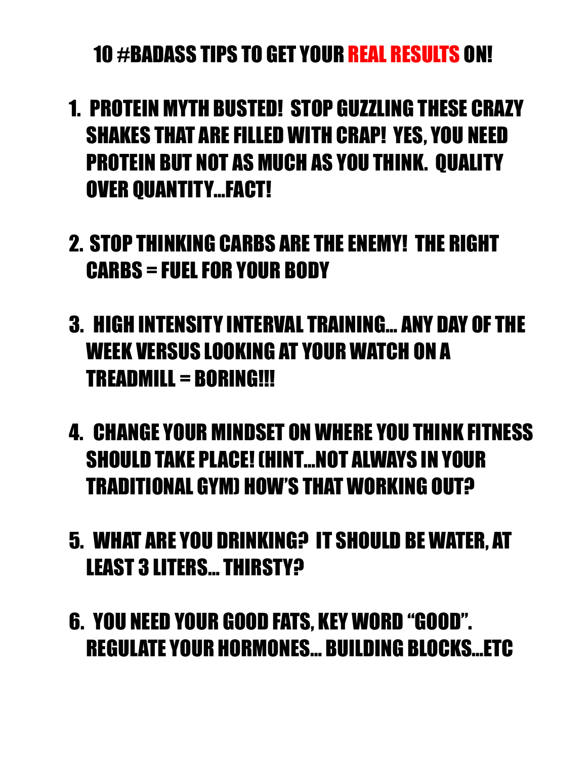# 10 #BADASS TIPS TO GET YOUR REAL RESULTS ON!

1. PROTEIN MYTH BUSTED! STOP GUZZLING THESE CRAZY SHAKES THAT ARE FILLED WITH CRAP! YES, YOU NEED PROTEIN BUT NOT AS MUCH AS YOU THINK. QUALITY OVER QUANTITY…FACT!

2. STOP THINKING CARBS ARE THE ENEMY! THE RIGHT CARBS = FUEL FOR YOUR BODY

3. HIGH INTENSITY INTERVAL TRAINING… ANY DAY OF THE WEEK VERSUS LOOKING AT YOUR WATCH ON A TREADMILL = BORING!!!

4. CHANGE YOUR MINDSET ON WHERE YOU THINK FITNESS SHOULD TAKE PLACE! (HINT…NOT ALWAYS IN YOUR TRADITIONAL GYM) HOW'S THAT WORKING OUT?

5. WHAT ARE YOU DRINKING? IT SHOULD BE WATER, AT LEAST 3 LITERS… THIRSTY?

6. YOU NEED YOUR GOOD FATS, KEY WORD "GOOD". REGULATE YOUR HORMONES… BUILDING BLOCKS…ETC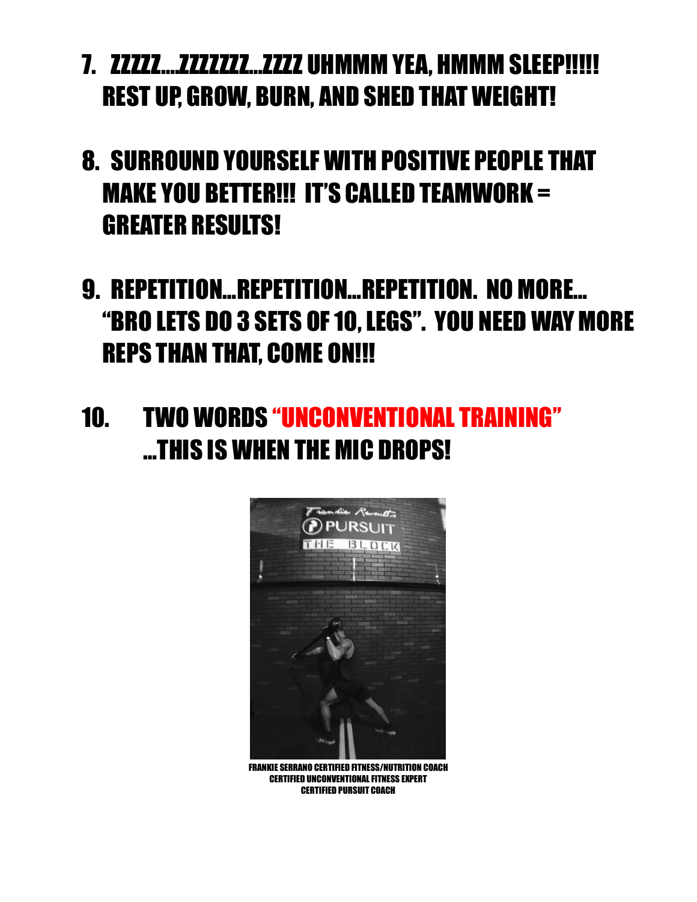7. ZZZZZ….ZZZZZZZZ…ZZZZ UHMMM YEA, HMMM SLEEP!!!!! REST UP, GROW, BURN, AND SHED THAT WEIGHT!

8. SURROUND YOURSELF WITH POSITIVE PEOPLE THAT MAKE YOU BETTER!!! IT'S CALLED TEAMWORK = GREATER RESULTS!

9. REPETITION…REPETITION…REPETITION. NO MORE… "BRO LETS DO 3 SETS OF 10, LEGS". YOU NEED WAY MORE REPS THAN THAT, COME ON!!!

10. TWO WORDS "UNCONVENTIONAL TRAINING" …THIS IS WHEN THE MIC DROPS!

FRANKIE SERRANO CERTIFIED FITNESS/NUTRITION COACH
CERTIFIED UNCONVENTIONAL FITNESS EXPERT
CERTIFIED PURSUIT COACH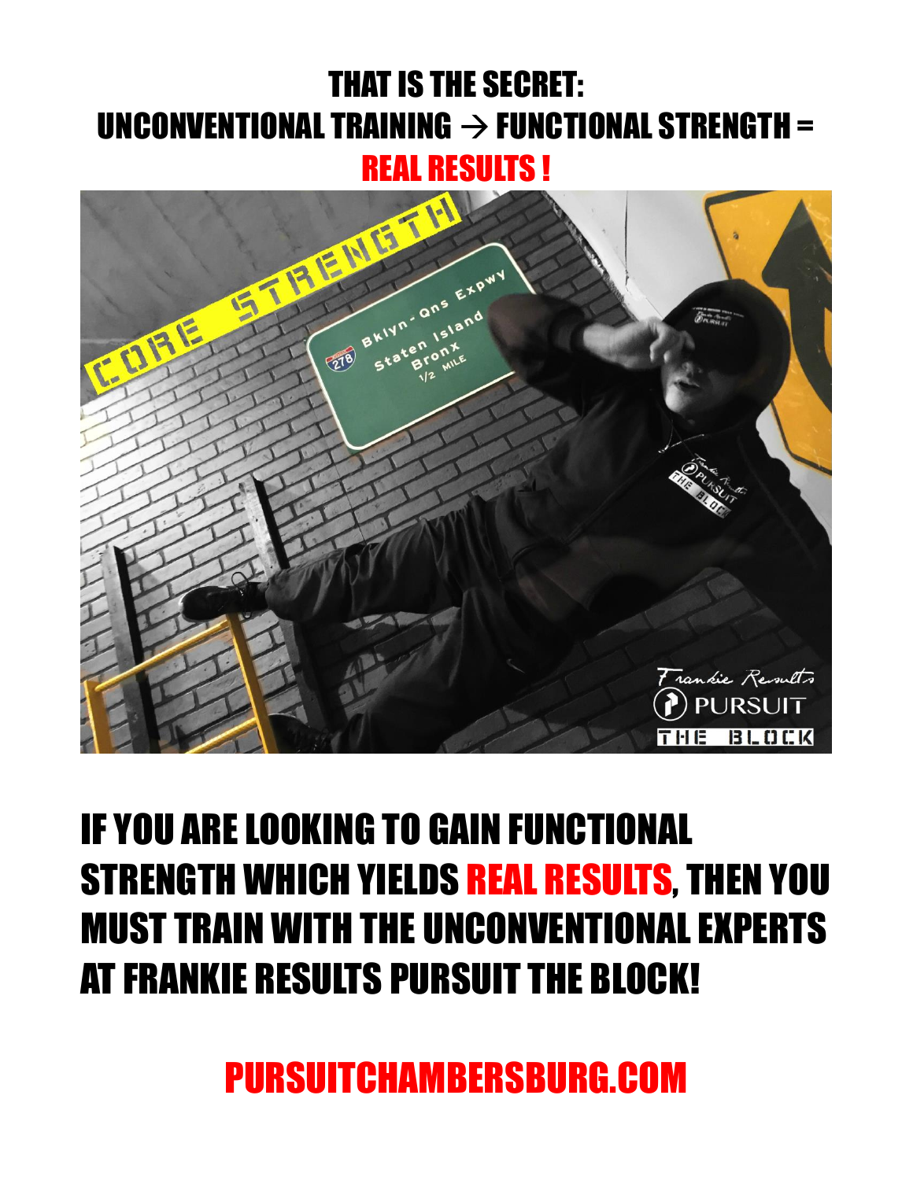# THAT IS THE SECRET:
# UNCONVENTIONAL TRAINING → FUNCTIONAL STRENGTH = REAL RESULTS !

## IF YOU ARE LOOKING TO GAIN FUNCTIONAL STRENGTH WHICH YIELDS REAL RESULTS, THEN YOU MUST TRAIN WITH THE UNCONVENTIONAL EXPERTS AT FRANKIE RESULTS PURSUIT THE BLOCK!

## PURSUITCHAMBERSBURG.COM